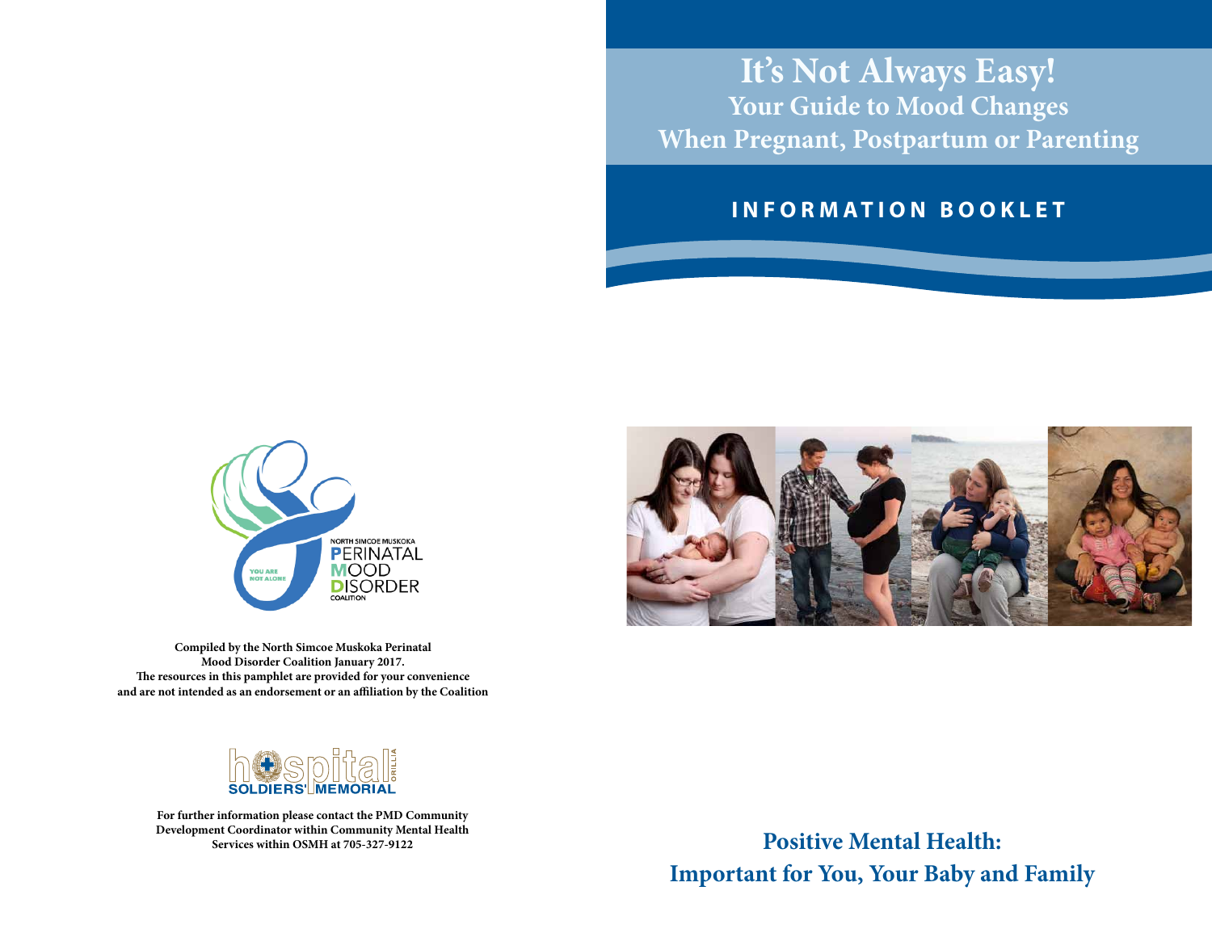# It's Not Always Easy!

## Your Guide to Mood Changes When Pregnant, Postpartum or Parenting

**INFORMATION BOOKLET**

## Positive Mental Health: Important for You, Your Baby and Family

NORTH SIMCOE MUSKOKA PERINATAL MOOD DISORDER COALITION

YOU ARE NOT ALONE

**Compiled by the North Simcoe Muskoka Perinatal Mood Disorder Coalition January 2017. The resources in this pamphlet are provided for your convenience and are not intended as an endorsement or an affiliation by the Coalition**

hospital SOLDIERS' MEMORIAL ORILLIA

**For further information please contact the PMD Community Development Coordinator within Community Mental Health Services within OSMH at 705-327-9122**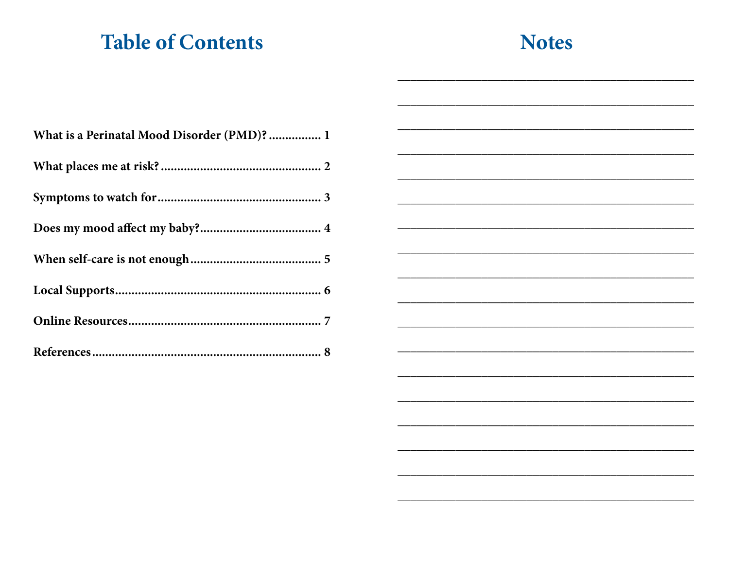# Table of Contents

**What is a Perinatal Mood Disorder (PMD)? ............... 1**

**What places me at risk? ................................................ 2**

**Symptoms to watch for ................................................. 3**

**Does my mood affect my baby? .................................... 4**

**When self-care is not enough ....................................... 5**

**Local Supports .............................................................. 6**

**Online Resources .......................................................... 7**

**References ..................................................................... 8**

# Notes

_______________________________________________

_______________________________________________

_______________________________________________

_______________________________________________

_______________________________________________

_______________________________________________

_______________________________________________

_______________________________________________

_______________________________________________

_______________________________________________

_______________________________________________

_______________________________________________

_______________________________________________

_______________________________________________

_______________________________________________

_______________________________________________

_______________________________________________

_______________________________________________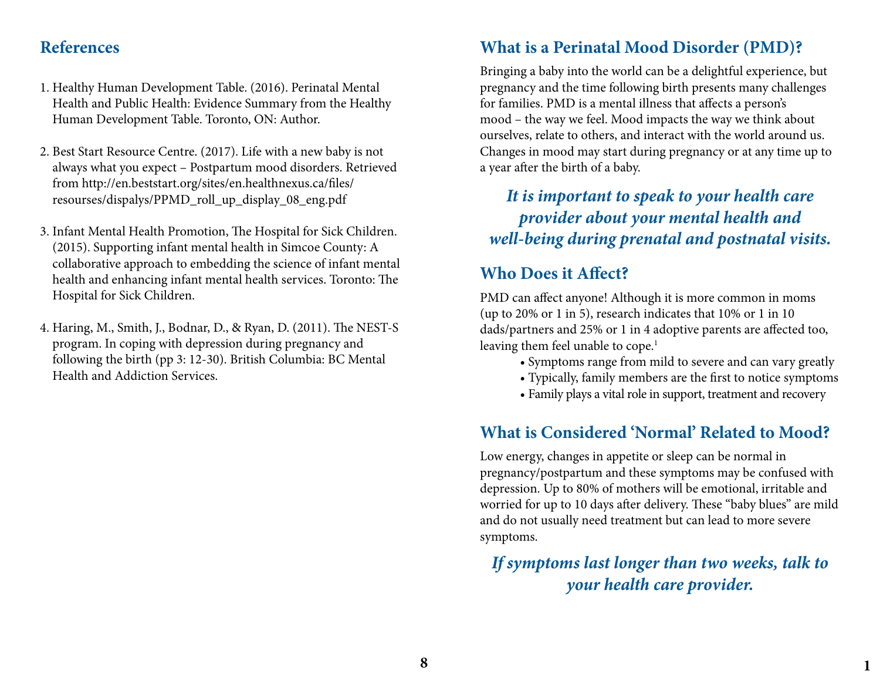## References

1. Healthy Human Development Table. (2016). Perinatal Mental Health and Public Health: Evidence Summary from the Healthy Human Development Table. Toronto, ON: Author.

2. Best Start Resource Centre. (2017). Life with a new baby is not always what you expect – Postpartum mood disorders. Retrieved from http://en.beststart.org/sites/en.healthnexus.ca/files/resourses/dispalys/PPMD_roll_up_display_08_eng.pdf

3. Infant Mental Health Promotion, The Hospital for Sick Children. (2015). Supporting infant mental health in Simcoe County: A collaborative approach to embedding the science of infant mental health and enhancing infant mental health services. Toronto: The Hospital for Sick Children.

4. Haring, M., Smith, J., Bodnar, D., & Ryan, D. (2011). The NEST-S program. In coping with depression during pregnancy and following the birth (pp 3: 12-30). British Columbia: BC Mental Health and Addiction Services.

## What is a Perinatal Mood Disorder (PMD)?

Bringing a baby into the world can be a delightful experience, but pregnancy and the time following birth presents many challenges for families. PMD is a mental illness that affects a person's mood – the way we feel. Mood impacts the way we think about ourselves, relate to others, and interact with the world around us. Changes in mood may start during pregnancy or at any time up to a year after the birth of a baby.

***It is important to speak to your health care provider about your mental health and well-being during prenatal and postnatal visits.***

## Who Does it Affect?

PMD can affect anyone! Although it is more common in moms (up to 20% or 1 in 5), research indicates that 10% or 1 in 10 dads/partners and 25% or 1 in 4 adoptive parents are affected too, leaving them feel unable to cope.[1]

- Symptoms range from mild to severe and can vary greatly
- Typically, family members are the first to notice symptoms
- Family plays a vital role in support, treatment and recovery

## What is Considered 'Normal' Related to Mood?

Low energy, changes in appetite or sleep can be normal in pregnancy/postpartum and these symptoms may be confused with depression. Up to 80% of mothers will be emotional, irritable and worried for up to 10 days after delivery. These "baby blues" are mild and do not usually need treatment but can lead to more severe symptoms.

***If symptoms last longer than two weeks, talk to your health care provider.***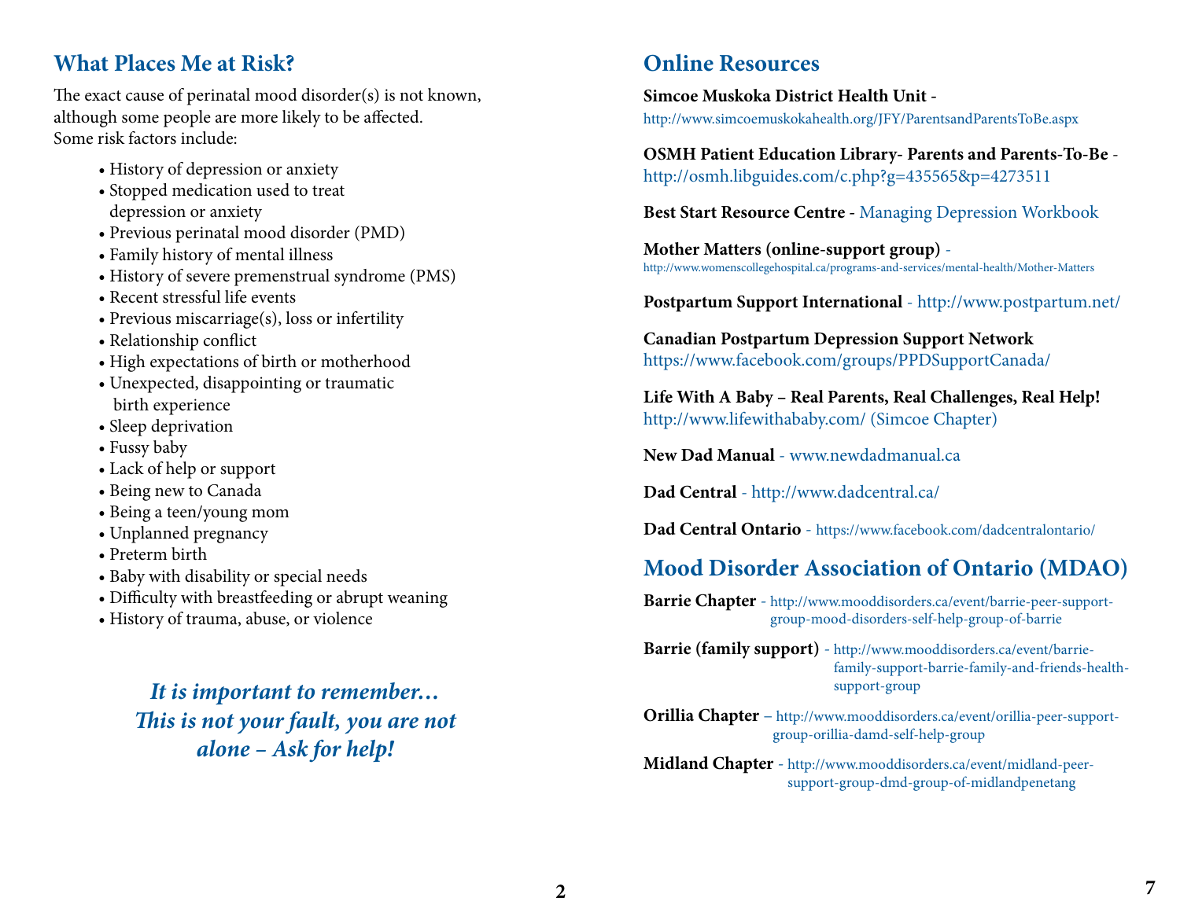## What Places Me at Risk?

The exact cause of perinatal mood disorder(s) is not known, although some people are more likely to be affected. Some risk factors include:

- History of depression or anxiety
- Stopped medication used to treat depression or anxiety
- Previous perinatal mood disorder (PMD)
- Family history of mental illness
- History of severe premenstrual syndrome (PMS)
- Recent stressful life events
- Previous miscarriage(s), loss or infertility
- Relationship conflict
- High expectations of birth or motherhood
- Unexpected, disappointing or traumatic birth experience
- Sleep deprivation
- Fussy baby
- Lack of help or support
- Being new to Canada
- Being a teen/young mom
- Unplanned pregnancy
- Preterm birth
- Baby with disability or special needs
- Difficulty with breastfeeding or abrupt weaning
- History of trauma, abuse, or violence

***It is important to remember… This is not your fault, you are not alone – Ask for help!***

## Online Resources

**Simcoe Muskoka District Health Unit** - http://www.simcoemuskokahealth.org/JFY/ParentsandParentsToBe.aspx

**OSMH Patient Education Library- Parents and Parents-To-Be** - http://osmh.libguides.com/c.php?g=435565&p=4273511

**Best Start Resource Centre** - Managing Depression Workbook

**Mother Matters (online-support group)** - http://www.womenscollegehospital.ca/programs-and-services/mental-health/Mother-Matters

**Postpartum Support International** - http://www.postpartum.net/

**Canadian Postpartum Depression Support Network**
https://www.facebook.com/groups/PPDSupportCanada/

**Life With A Baby – Real Parents, Real Challenges, Real Help!**
http://www.lifewithababy.com/ (Simcoe Chapter)

**New Dad Manual** - www.newdadmanual.ca

**Dad Central** - http://www.dadcentral.ca/

**Dad Central Ontario** - https://www.facebook.com/dadcentralontario/

## Mood Disorder Association of Ontario (MDAO)

**Barrie Chapter** - http://www.mooddisorders.ca/event/barrie-peer-support-group-mood-disorders-self-help-group-of-barrie

**Barrie (family support)** - http://www.mooddisorders.ca/event/barrie-family-support-barrie-family-and-friends-health-support-group

**Orillia Chapter** – http://www.mooddisorders.ca/event/orillia-peer-support-group-orillia-damd-self-help-group

**Midland Chapter** - http://www.mooddisorders.ca/event/midland-peer-support-group-dmd-group-of-midlandpenetang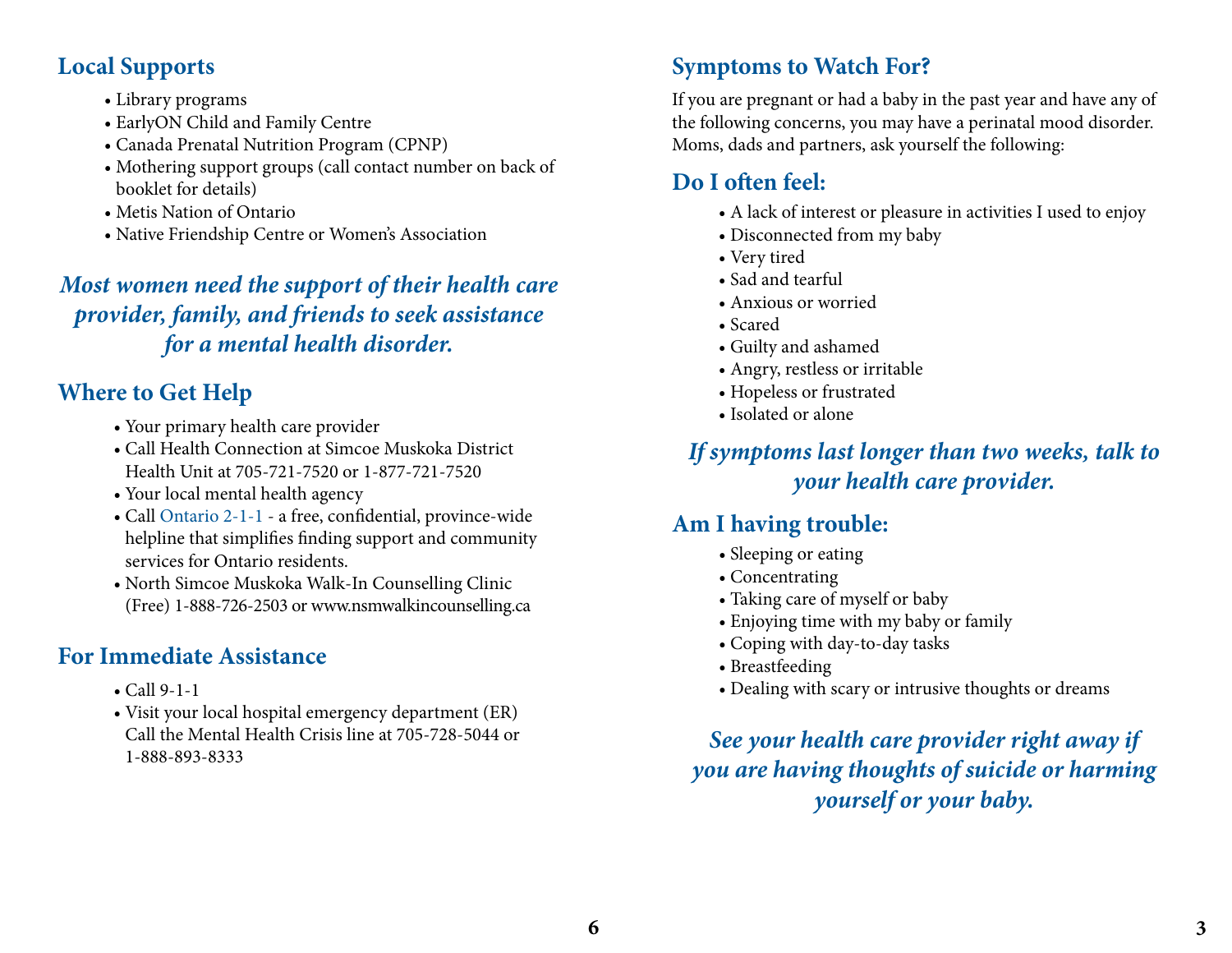## Local Supports

- Library programs
- EarlyON Child and Family Centre
- Canada Prenatal Nutrition Program (CPNP)
- Mothering support groups (call contact number on back of booklet for details)
- Metis Nation of Ontario
- Native Friendship Centre or Women's Association

***Most women need the support of their health care provider, family, and friends to seek assistance for a mental health disorder.***

## Where to Get Help

- Your primary health care provider
- Call Health Connection at Simcoe Muskoka District Health Unit at 705-721-7520 or 1-877-721-7520
- Your local mental health agency
- Call Ontario 2-1-1 - a free, confidential, province-wide helpline that simplifies finding support and community services for Ontario residents.
- North Simcoe Muskoka Walk-In Counselling Clinic (Free) 1-888-726-2503 or www.nsmwalkincounselling.ca

## For Immediate Assistance

- Call 9-1-1
- Visit your local hospital emergency department (ER) Call the Mental Health Crisis line at 705-728-5044 or 1-888-893-8333

## Symptoms to Watch For?

If you are pregnant or had a baby in the past year and have any of the following concerns, you may have a perinatal mood disorder. Moms, dads and partners, ask yourself the following:

## Do I often feel:

- A lack of interest or pleasure in activities I used to enjoy
- Disconnected from my baby
- Very tired
- Sad and tearful
- Anxious or worried
- Scared
- Guilty and ashamed
- Angry, restless or irritable
- Hopeless or frustrated
- Isolated or alone

***If symptoms last longer than two weeks, talk to your health care provider.***

## Am I having trouble:

- Sleeping or eating
- Concentrating
- Taking care of myself or baby
- Enjoying time with my baby or family
- Coping with day-to-day tasks
- Breastfeeding
- Dealing with scary or intrusive thoughts or dreams

***See your health care provider right away if you are having thoughts of suicide or harming yourself or your baby.***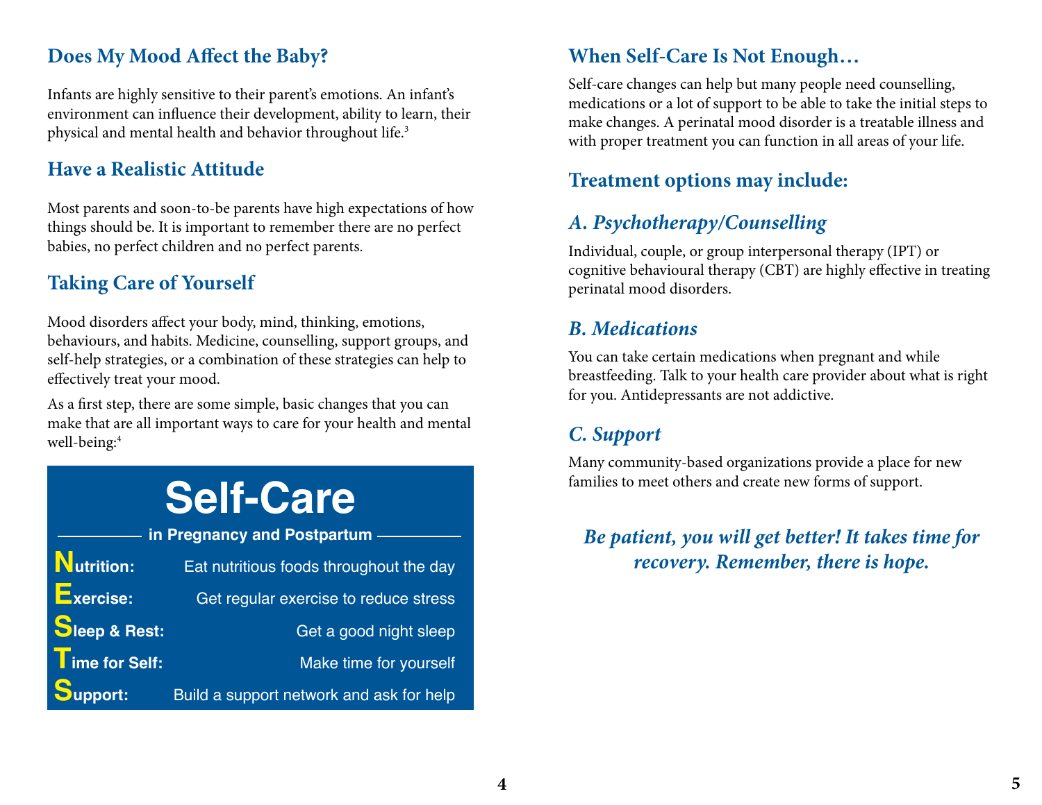## Does My Mood Affect the Baby?

Infants are highly sensitive to their parent's emotions. An infant's environment can influence their development, ability to learn, their physical and mental health and behavior throughout life.[3]

## Have a Realistic Attitude

Most parents and soon-to-be parents have high expectations of how things should be. It is important to remember there are no perfect babies, no perfect children and no perfect parents.

## Taking Care of Yourself

Mood disorders affect your body, mind, thinking, emotions, behaviours, and habits. Medicine, counselling, support groups, and self-help strategies, or a combination of these strategies can help to effectively treat your mood.

As a first step, there are some simple, basic changes that you can make that are all important ways to care for your health and mental well-being:[4]

### Self-Care

**in Pregnancy and Postpartum**

| | |
|---|---|
| **Nutrition:** | Eat nutritious foods throughout the day |
| **Exercise:** | Get regular exercise to reduce stress |
| **Sleep & Rest:** | Get a good night sleep |
| **Time for Self:** | Make time for yourself |
| **Support:** | Build a support network and ask for help |

## When Self-Care Is Not Enough…

Self-care changes can help but many people need counselling, medications or a lot of support to be able to take the initial steps to make changes. A perinatal mood disorder is a treatable illness and with proper treatment you can function in all areas of your life.

## Treatment options may include:

### *A. Psychotherapy/Counselling*

Individual, couple, or group interpersonal therapy (IPT) or cognitive behavioural therapy (CBT) are highly effective in treating perinatal mood disorders.

### *B. Medications*

You can take certain medications when pregnant and while breastfeeding. Talk to your health care provider about what is right for you. Antidepressants are not addictive.

### *C. Support*

Many community-based organizations provide a place for new families to meet others and create new forms of support.

***Be patient, you will get better! It takes time for recovery. Remember, there is hope.***